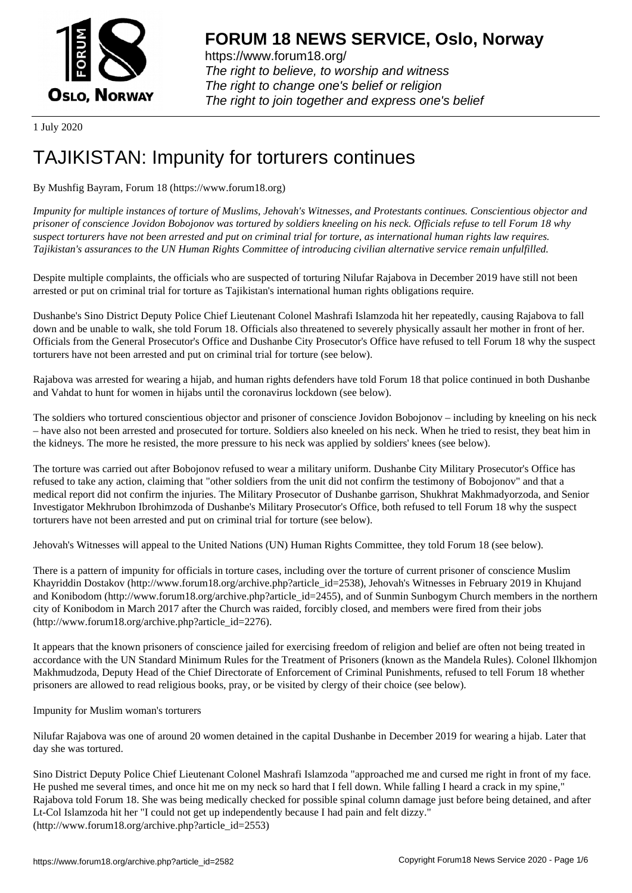# FORUM 18 NEWS SERVICE, Oslo, Norway

https://www.forum18.org/
*The right to believe, to worship and witness*
*The right to change one's belief or religion*
*The right to join together and express one's belief*

1 July 2020

# TAJIKISTAN: Impunity for torturers continues

By Mushfig Bayram, Forum 18 (https://www.forum18.org)

*Impunity for multiple instances of torture of Muslims, Jehovah's Witnesses, and Protestants continues. Conscientious objector and prisoner of conscience Jovidon Bobojonov was tortured by soldiers kneeling on his neck. Officials refuse to tell Forum 18 why suspect torturers have not been arrested and put on criminal trial for torture, as international human rights law requires. Tajikistan's assurances to the UN Human Rights Committee of introducing civilian alternative service remain unfulfilled.*

Despite multiple complaints, the officials who are suspected of torturing Nilufar Rajabova in December 2019 have still not been arrested or put on criminal trial for torture as Tajikistan's international human rights obligations require.

Dushanbe's Sino District Deputy Police Chief Lieutenant Colonel Mashrafi Islamzoda hit her repeatedly, causing Rajabova to fall down and be unable to walk, she told Forum 18. Officials also threatened to severely physically assault her mother in front of her. Officials from the General Prosecutor's Office and Dushanbe City Prosecutor's Office have refused to tell Forum 18 why the suspect torturers have not been arrested and put on criminal trial for torture (see below).

Rajabova was arrested for wearing a hijab, and human rights defenders have told Forum 18 that police continued in both Dushanbe and Vahdat to hunt for women in hijabs until the coronavirus lockdown (see below).

The soldiers who tortured conscientious objector and prisoner of conscience Jovidon Bobojonov – including by kneeling on his neck – have also not been arrested and prosecuted for torture. Soldiers also kneeled on his neck. When he tried to resist, they beat him in the kidneys. The more he resisted, the more pressure to his neck was applied by soldiers' knees (see below).

The torture was carried out after Bobojonov refused to wear a military uniform. Dushanbe City Military Prosecutor's Office has refused to take any action, claiming that "other soldiers from the unit did not confirm the testimony of Bobojonov" and that a medical report did not confirm the injuries. The Military Prosecutor of Dushanbe garrison, Shukhrat Makhmadyorzoda, and Senior Investigator Mekhrubon Ibrohimzoda of Dushanbe's Military Prosecutor's Office, both refused to tell Forum 18 why the suspect torturers have not been arrested and put on criminal trial for torture (see below).

Jehovah's Witnesses will appeal to the United Nations (UN) Human Rights Committee, they told Forum 18 (see below).

There is a pattern of impunity for officials in torture cases, including over the torture of current prisoner of conscience Muslim Khayriddin Dostakov (http://www.forum18.org/archive.php?article_id=2538), Jehovah's Witnesses in February 2019 in Khujand and Konibodom (http://www.forum18.org/archive.php?article_id=2455), and of Sunmin Sunbogym Church members in the northern city of Konibodom in March 2017 after the Church was raided, forcibly closed, and members were fired from their jobs (http://www.forum18.org/archive.php?article_id=2276).

It appears that the known prisoners of conscience jailed for exercising freedom of religion and belief are often not being treated in accordance with the UN Standard Minimum Rules for the Treatment of Prisoners (known as the Mandela Rules). Colonel Ilkhomjon Makhmudzoda, Deputy Head of the Chief Directorate of Enforcement of Criminal Punishments, refused to tell Forum 18 whether prisoners are allowed to read religious books, pray, or be visited by clergy of their choice (see below).

## Impunity for Muslim woman's torturers

Nilufar Rajabova was one of around 20 women detained in the capital Dushanbe in December 2019 for wearing a hijab. Later that day she was tortured.

Sino District Deputy Police Chief Lieutenant Colonel Mashrafi Islamzoda "approached me and cursed me right in front of my face. He pushed me several times, and once hit me on my neck so hard that I fell down. While falling I heard a crack in my spine," Rajabova told Forum 18. She was being medically checked for possible spinal column damage just before being detained, and after Lt-Col Islamzoda hit her "I could not get up independently because I had pain and felt dizzy." (http://www.forum18.org/archive.php?article_id=2553)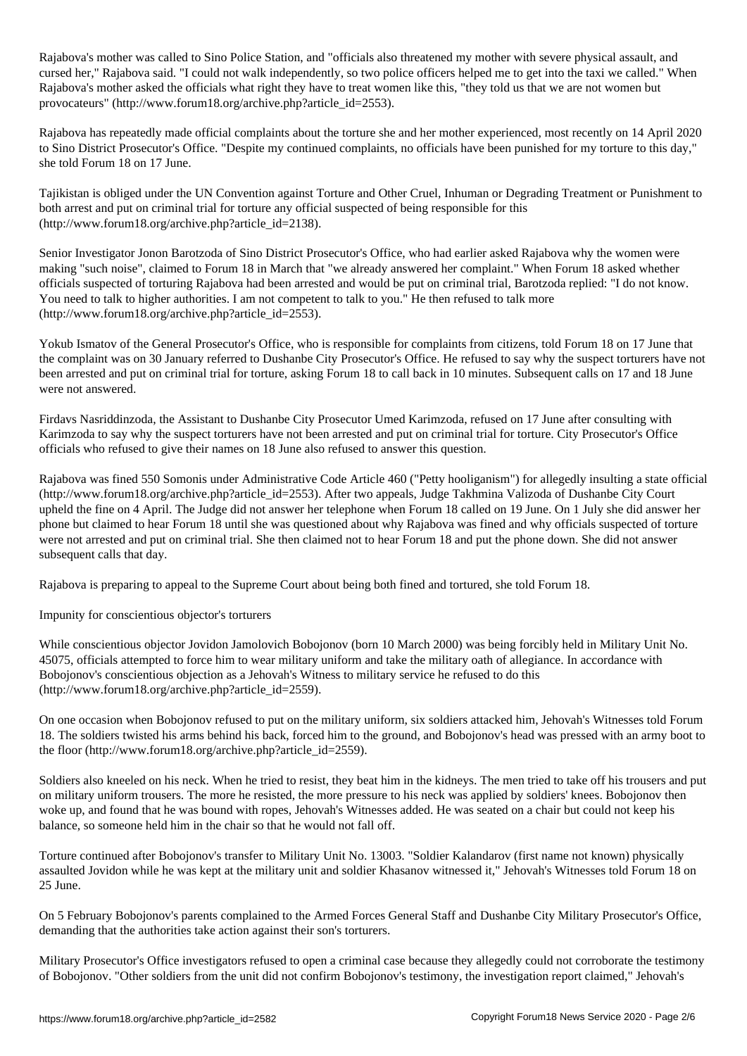Rajabova's mother was called to Sino Police Station, and "officials also threatened my mother with severe physical assault, and cursed her," Rajabova said. "I could not walk independently, so two police officers helped me to get into the taxi we called." When Rajabova's mother asked the officials what right they have to treat women like this, "they told us that we are not women but provocateurs" (http://www.forum18.org/archive.php?article_id=2553).

Rajabova has repeatedly made official complaints about the torture she and her mother experienced, most recently on 14 April 2020 to Sino District Prosecutor's Office. "Despite my continued complaints, no officials have been punished for my torture to this day," she told Forum 18 on 17 June.

Tajikistan is obliged under the UN Convention against Torture and Other Cruel, Inhuman or Degrading Treatment or Punishment to both arrest and put on criminal trial for torture any official suspected of being responsible for this (http://www.forum18.org/archive.php?article_id=2138).

Senior Investigator Jonon Barotzoda of Sino District Prosecutor's Office, who had earlier asked Rajabova why the women were making "such noise", claimed to Forum 18 in March that "we already answered her complaint." When Forum 18 asked whether officials suspected of torturing Rajabova had been arrested and would be put on criminal trial, Barotzoda replied: "I do not know. You need to talk to higher authorities. I am not competent to talk to you." He then refused to talk more (http://www.forum18.org/archive.php?article_id=2553).

Yokub Ismatov of the General Prosecutor's Office, who is responsible for complaints from citizens, told Forum 18 on 17 June that the complaint was on 30 January referred to Dushanbe City Prosecutor's Office. He refused to say why the suspect torturers have not been arrested and put on criminal trial for torture, asking Forum 18 to call back in 10 minutes. Subsequent calls on 17 and 18 June were not answered.

Firdavs Nasriddinzoda, the Assistant to Dushanbe City Prosecutor Umed Karimzoda, refused on 17 June after consulting with Karimzoda to say why the suspect torturers have not been arrested and put on criminal trial for torture. City Prosecutor's Office officials who refused to give their names on 18 June also refused to answer this question.

Rajabova was fined 550 Somonis under Administrative Code Article 460 ("Petty hooliganism") for allegedly insulting a state official (http://www.forum18.org/archive.php?article_id=2553). After two appeals, Judge Takhmina Valizoda of Dushanbe City Court upheld the fine on 4 April. The Judge did not answer her telephone when Forum 18 called on 19 June. On 1 July she did answer her phone but claimed to hear Forum 18 until she was questioned about why Rajabova was fined and why officials suspected of torture were not arrested and put on criminal trial. She then claimed not to hear Forum 18 and put the phone down. She did not answer subsequent calls that day.

Rajabova is preparing to appeal to the Supreme Court about being both fined and tortured, she told Forum 18.

## Impunity for conscientious objector's torturers

While conscientious objector Jovidon Jamolovich Bobojonov (born 10 March 2000) was being forcibly held in Military Unit No. 45075, officials attempted to force him to wear military uniform and take the military oath of allegiance. In accordance with Bobojonov's conscientious objection as a Jehovah's Witness to military service he refused to do this (http://www.forum18.org/archive.php?article_id=2559).

On one occasion when Bobojonov refused to put on the military uniform, six soldiers attacked him, Jehovah's Witnesses told Forum 18. The soldiers twisted his arms behind his back, forced him to the ground, and Bobojonov's head was pressed with an army boot to the floor (http://www.forum18.org/archive.php?article_id=2559).

Soldiers also kneeled on his neck. When he tried to resist, they beat him in the kidneys. The men tried to take off his trousers and put on military uniform trousers. The more he resisted, the more pressure to his neck was applied by soldiers' knees. Bobojonov then woke up, and found that he was bound with ropes, Jehovah's Witnesses added. He was seated on a chair but could not keep his balance, so someone held him in the chair so that he would not fall off.

Torture continued after Bobojonov's transfer to Military Unit No. 13003. "Soldier Kalandarov (first name not known) physically assaulted Jovidon while he was kept at the military unit and soldier Khasanov witnessed it," Jehovah's Witnesses told Forum 18 on 25 June.

On 5 February Bobojonov's parents complained to the Armed Forces General Staff and Dushanbe City Military Prosecutor's Office, demanding that the authorities take action against their son's torturers.

Military Prosecutor's Office investigators refused to open a criminal case because they allegedly could not corroborate the testimony of Bobojonov. "Other soldiers from the unit did not confirm Bobojonov's testimony, the investigation report claimed," Jehovah's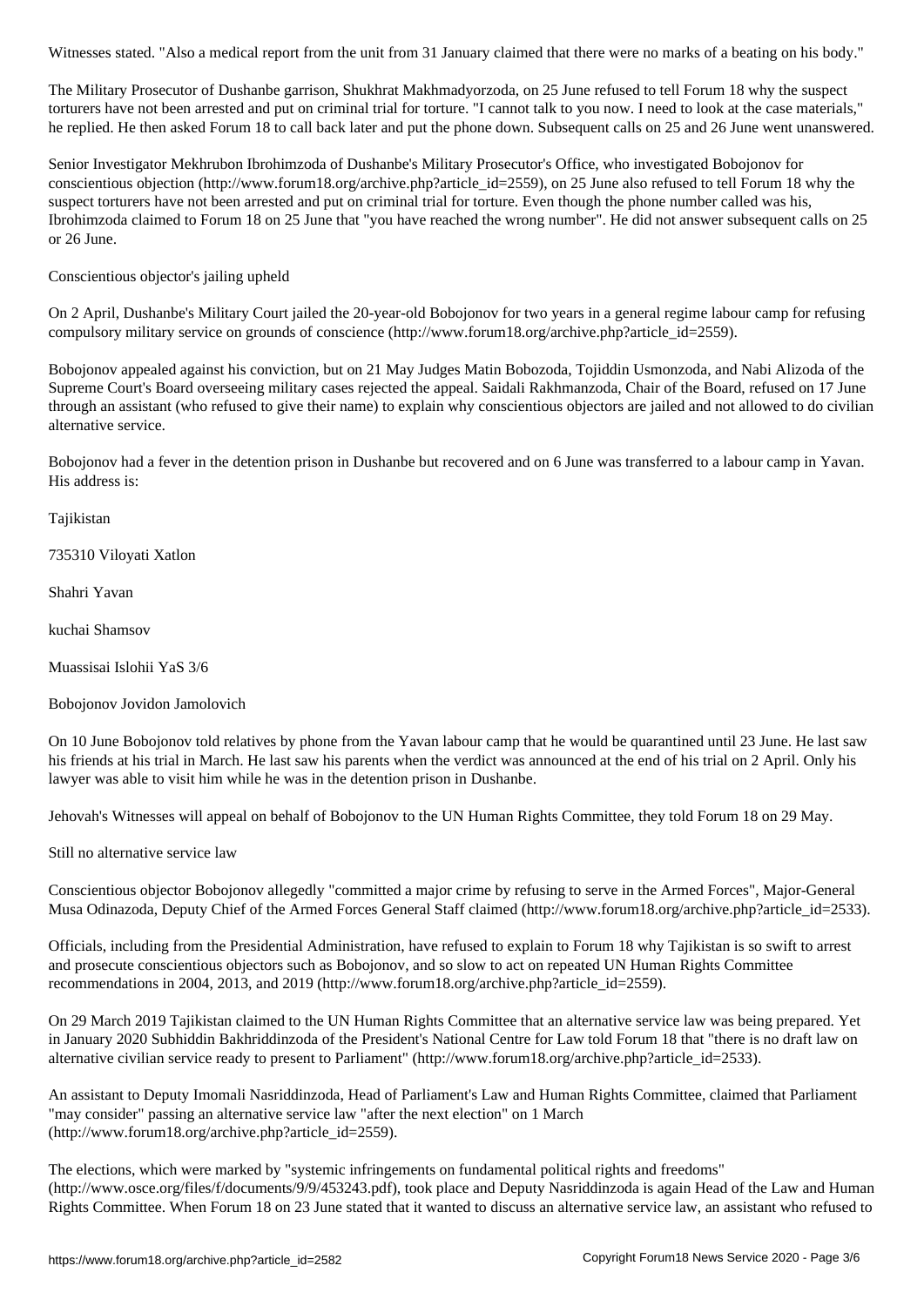Witnesses stated. "Also a medical report from the unit from 31 January claimed that there were no marks of a beating on his body."

The Military Prosecutor of Dushanbe garrison, Shukhrat Makhmadyorzoda, on 25 June refused to tell Forum 18 why the suspect torturers have not been arrested and put on criminal trial for torture. "I cannot talk to you now. I need to look at the case materials," he replied. He then asked Forum 18 to call back later and put the phone down. Subsequent calls on 25 and 26 June went unanswered.

Senior Investigator Mekhrubon Ibrohimzoda of Dushanbe's Military Prosecutor's Office, who investigated Bobojonov for conscientious objection (http://www.forum18.org/archive.php?article_id=2559), on 25 June also refused to tell Forum 18 why the suspect torturers have not been arrested and put on criminal trial for torture. Even though the phone number called was his, Ibrohimzoda claimed to Forum 18 on 25 June that "you have reached the wrong number". He did not answer subsequent calls on 25 or 26 June.

## Conscientious objector's jailing upheld

On 2 April, Dushanbe's Military Court jailed the 20-year-old Bobojonov for two years in a general regime labour camp for refusing compulsory military service on grounds of conscience (http://www.forum18.org/archive.php?article_id=2559).

Bobojonov appealed against his conviction, but on 21 May Judges Matin Bobozoda, Tojiddin Usmonzoda, and Nabi Alizoda of the Supreme Court's Board overseeing military cases rejected the appeal. Saidali Rakhmanzoda, Chair of the Board, refused on 17 June through an assistant (who refused to give their name) to explain why conscientious objectors are jailed and not allowed to do civilian alternative service.

Bobojonov had a fever in the detention prison in Dushanbe but recovered and on 6 June was transferred to a labour camp in Yavan. His address is:

Tajikistan

735310 Viloyati Xatlon

Shahri Yavan

kuchai Shamsov

Muassisai Islohii YaS 3/6

Bobojonov Jovidon Jamolovich

On 10 June Bobojonov told relatives by phone from the Yavan labour camp that he would be quarantined until 23 June. He last saw his friends at his trial in March. He last saw his parents when the verdict was announced at the end of his trial on 2 April. Only his lawyer was able to visit him while he was in the detention prison in Dushanbe.

Jehovah's Witnesses will appeal on behalf of Bobojonov to the UN Human Rights Committee, they told Forum 18 on 29 May.

## Still no alternative service law

Conscientious objector Bobojonov allegedly "committed a major crime by refusing to serve in the Armed Forces", Major-General Musa Odinazoda, Deputy Chief of the Armed Forces General Staff claimed (http://www.forum18.org/archive.php?article_id=2533).

Officials, including from the Presidential Administration, have refused to explain to Forum 18 why Tajikistan is so swift to arrest and prosecute conscientious objectors such as Bobojonov, and so slow to act on repeated UN Human Rights Committee recommendations in 2004, 2013, and 2019 (http://www.forum18.org/archive.php?article_id=2559).

On 29 March 2019 Tajikistan claimed to the UN Human Rights Committee that an alternative service law was being prepared. Yet in January 2020 Subhiddin Bakhriddinzoda of the President's National Centre for Law told Forum 18 that "there is no draft law on alternative civilian service ready to present to Parliament" (http://www.forum18.org/archive.php?article_id=2533).

An assistant to Deputy Imomali Nasriddinzoda, Head of Parliament's Law and Human Rights Committee, claimed that Parliament "may consider" passing an alternative service law "after the next election" on 1 March (http://www.forum18.org/archive.php?article_id=2559).

The elections, which were marked by "systemic infringements on fundamental political rights and freedoms" (http://www.osce.org/files/f/documents/9/9/453243.pdf), took place and Deputy Nasriddinzoda is again Head of the Law and Human Rights Committee. When Forum 18 on 23 June stated that it wanted to discuss an alternative service law, an assistant who refused to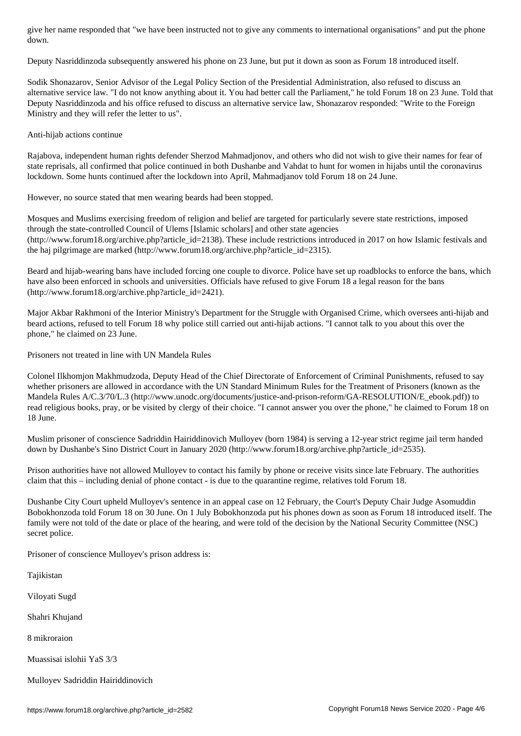give her name responded that "we have been instructed not to give any comments to international organisations" and put the phone down.

Deputy Nasriddinzoda subsequently answered his phone on 23 June, but put it down as soon as Forum 18 introduced itself.

Sodik Shonazarov, Senior Advisor of the Legal Policy Section of the Presidential Administration, also refused to discuss an alternative service law. "I do not know anything about it. You had better call the Parliament," he told Forum 18 on 23 June. Told that Deputy Nasriddinzoda and his office refused to discuss an alternative service law, Shonazarov responded: "Write to the Foreign Ministry and they will refer the letter to us".

## Anti-hijab actions continue

Rajabova, independent human rights defender Sherzod Mahmadjonov, and others who did not wish to give their names for fear of state reprisals, all confirmed that police continued in both Dushanbe and Vahdat to hunt for women in hijabs until the coronavirus lockdown. Some hunts continued after the lockdown into April, Mahmadjanov told Forum 18 on 24 June.

However, no source stated that men wearing beards had been stopped.

Mosques and Muslims exercising freedom of religion and belief are targeted for particularly severe state restrictions, imposed through the state-controlled Council of Ulems [Islamic scholars] and other state agencies (http://www.forum18.org/archive.php?article_id=2138). These include restrictions introduced in 2017 on how Islamic festivals and the haj pilgrimage are marked (http://www.forum18.org/archive.php?article_id=2315).

Beard and hijab-wearing bans have included forcing one couple to divorce. Police have set up roadblocks to enforce the bans, which have also been enforced in schools and universities. Officials have refused to give Forum 18 a legal reason for the bans (http://www.forum18.org/archive.php?article_id=2421).

Major Akbar Rakhmoni of the Interior Ministry's Department for the Struggle with Organised Crime, which oversees anti-hijab and beard actions, refused to tell Forum 18 why police still carried out anti-hijab actions. "I cannot talk to you about this over the phone," he claimed on 23 June.

## Prisoners not treated in line with UN Mandela Rules

Colonel Ilkhomjon Makhmudzoda, Deputy Head of the Chief Directorate of Enforcement of Criminal Punishments, refused to say whether prisoners are allowed in accordance with the UN Standard Minimum Rules for the Treatment of Prisoners (known as the Mandela Rules A/C.3/70/L.3 (http://www.unodc.org/documents/justice-and-prison-reform/GA-RESOLUTION/E_ebook.pdf)) to read religious books, pray, or be visited by clergy of their choice. "I cannot answer you over the phone," he claimed to Forum 18 on 18 June.

Muslim prisoner of conscience Sadriddin Hairiddinovich Mulloyev (born 1984) is serving a 12-year strict regime jail term handed down by Dushanbe's Sino District Court in January 2020 (http://www.forum18.org/archive.php?article_id=2535).

Prison authorities have not allowed Mulloyev to contact his family by phone or receive visits since late February. The authorities claim that this – including denial of phone contact - is due to the quarantine regime, relatives told Forum 18.

Dushanbe City Court upheld Mulloyev's sentence in an appeal case on 12 February, the Court's Deputy Chair Judge Asomuddin Bobokhonzoda told Forum 18 on 30 June. On 1 July Bobokhonzoda put his phones down as soon as Forum 18 introduced itself. The family were not told of the date or place of the hearing, and were told of the decision by the National Security Committee (NSC) secret police.

Prisoner of conscience Mulloyev's prison address is:

Tajikistan

Viloyati Sugd

Shahri Khujand

8 mikroraion

Muassisai islohii YaS 3/3

Mulloyev Sadriddin Hairiddinovich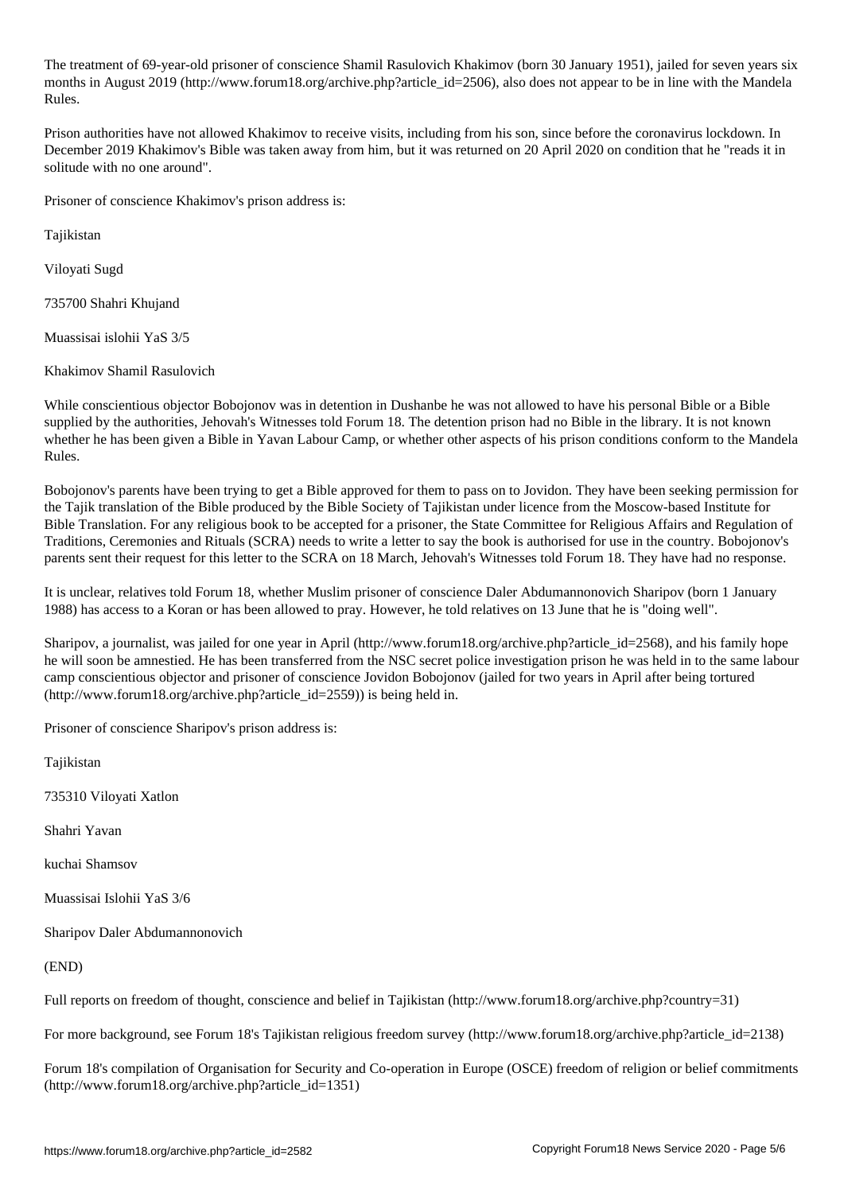The treatment of 69-year-old prisoner of conscience Shamil Rasulovich Khakimov (born 30 January 1951), jailed for seven years six months in August 2019 (http://www.forum18.org/archive.php?article_id=2506), also does not appear to be in line with the Mandela Rules.

Prison authorities have not allowed Khakimov to receive visits, including from his son, since before the coronavirus lockdown. In December 2019 Khakimov's Bible was taken away from him, but it was returned on 20 April 2020 on condition that he "reads it in solitude with no one around".

Prisoner of conscience Khakimov's prison address is:

Tajikistan

Viloyati Sugd

735700 Shahri Khujand

Muassisai islohii YaS 3/5

Khakimov Shamil Rasulovich

While conscientious objector Bobojonov was in detention in Dushanbe he was not allowed to have his personal Bible or a Bible supplied by the authorities, Jehovah's Witnesses told Forum 18. The detention prison had no Bible in the library. It is not known whether he has been given a Bible in Yavan Labour Camp, or whether other aspects of his prison conditions conform to the Mandela Rules.

Bobojonov's parents have been trying to get a Bible approved for them to pass on to Jovidon. They have been seeking permission for the Tajik translation of the Bible produced by the Bible Society of Tajikistan under licence from the Moscow-based Institute for Bible Translation. For any religious book to be accepted for a prisoner, the State Committee for Religious Affairs and Regulation of Traditions, Ceremonies and Rituals (SCRA) needs to write a letter to say the book is authorised for use in the country. Bobojonov's parents sent their request for this letter to the SCRA on 18 March, Jehovah's Witnesses told Forum 18. They have had no response.

It is unclear, relatives told Forum 18, whether Muslim prisoner of conscience Daler Abdumannonovich Sharipov (born 1 January 1988) has access to a Koran or has been allowed to pray. However, he told relatives on 13 June that he is "doing well".

Sharipov, a journalist, was jailed for one year in April (http://www.forum18.org/archive.php?article_id=2568), and his family hope he will soon be amnestied. He has been transferred from the NSC secret police investigation prison he was held in to the same labour camp conscientious objector and prisoner of conscience Jovidon Bobojonov (jailed for two years in April after being tortured (http://www.forum18.org/archive.php?article_id=2559)) is being held in.

Prisoner of conscience Sharipov's prison address is:

Tajikistan

735310 Viloyati Xatlon

Shahri Yavan

kuchai Shamsov

Muassisai Islohii YaS 3/6

Sharipov Daler Abdumannonovich

(END)

Full reports on freedom of thought, conscience and belief in Tajikistan (http://www.forum18.org/archive.php?country=31)

For more background, see Forum 18's Tajikistan religious freedom survey (http://www.forum18.org/archive.php?article_id=2138)

Forum 18's compilation of Organisation for Security and Co-operation in Europe (OSCE) freedom of religion or belief commitments (http://www.forum18.org/archive.php?article_id=1351)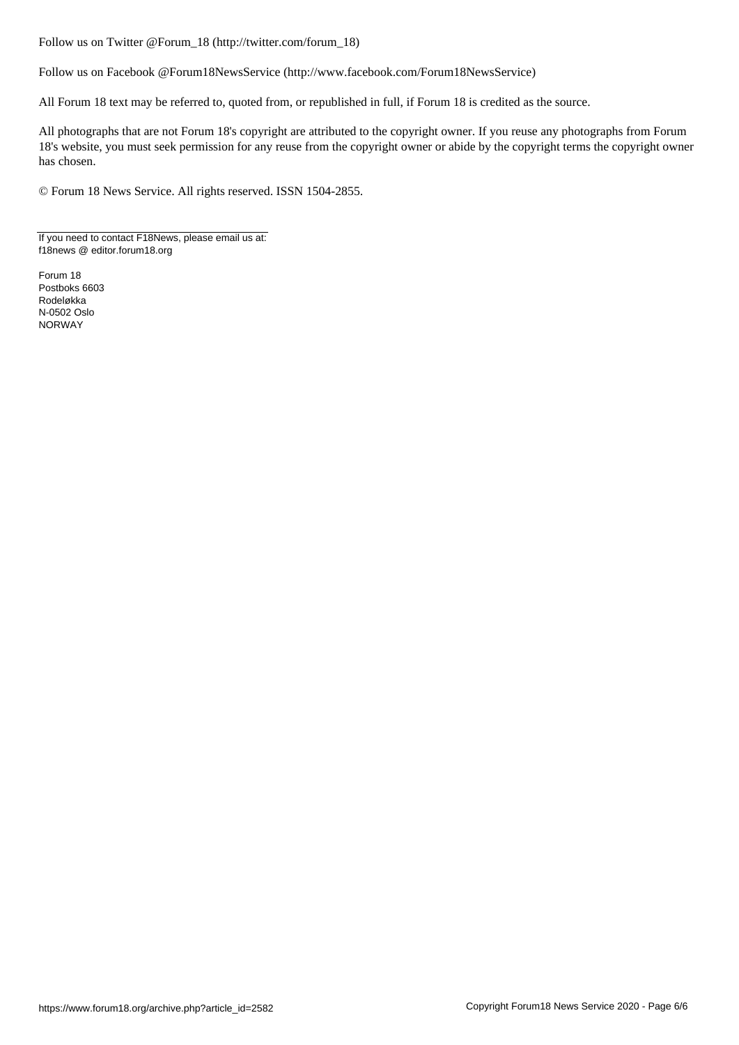Follow us on Twitter @Forum_18 (http://twitter.com/forum_18)

Follow us on Facebook @Forum18NewsService (http://www.facebook.com/Forum18NewsService)

All Forum 18 text may be referred to, quoted from, or republished in full, if Forum 18 is credited as the source.

All photographs that are not Forum 18's copyright are attributed to the copyright owner. If you reuse any photographs from Forum 18's website, you must seek permission for any reuse from the copyright owner or abide by the copyright terms the copyright owner has chosen.

© Forum 18 News Service. All rights reserved. ISSN 1504-2855.

---

If you need to contact F18News, please email us at:
f18news @ editor.forum18.org

Forum 18
Postboks 6603
Rodeløkka
N-0502 Oslo
NORWAY